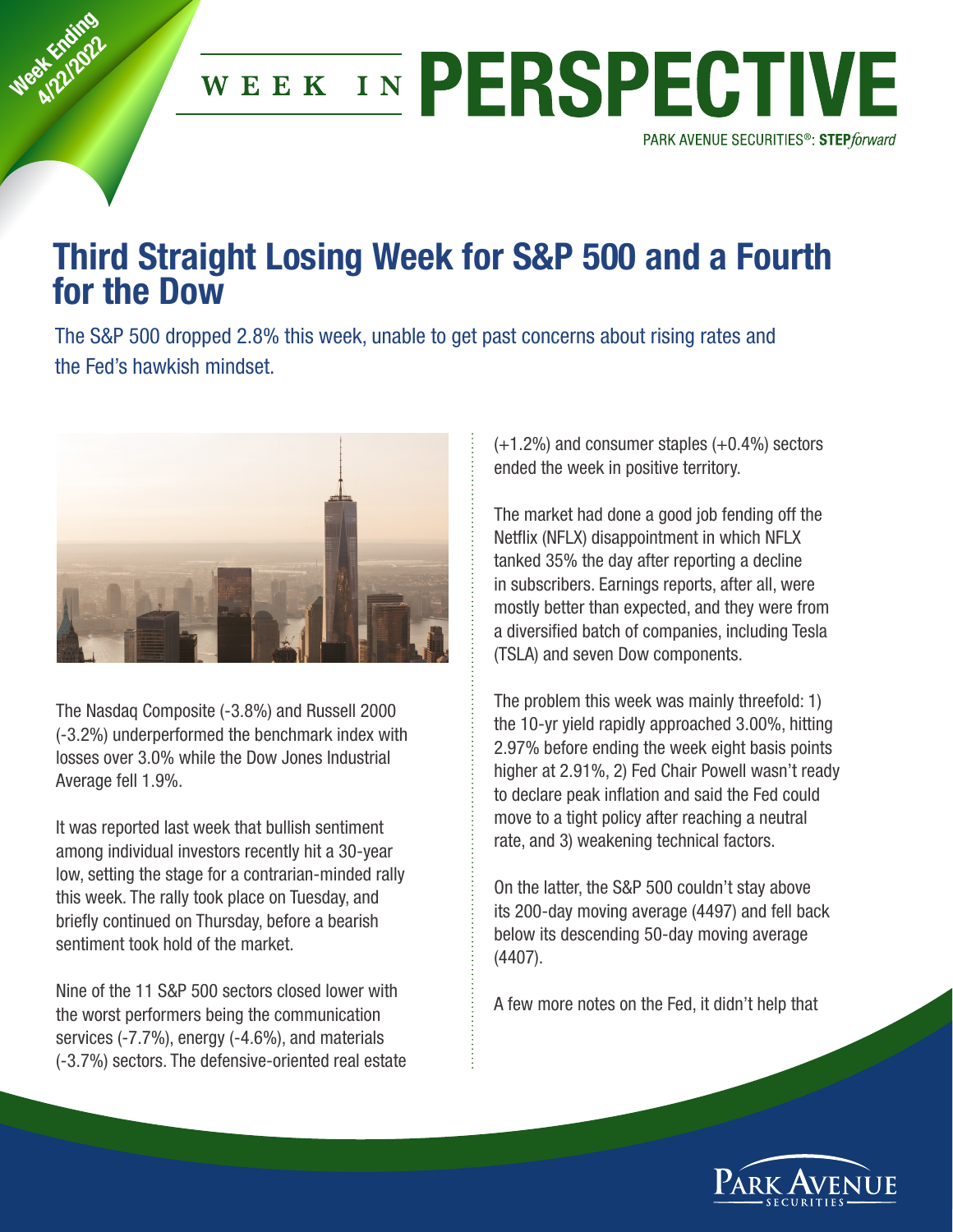Week Ending 4/22/2022

# WEEK IN PERSPECTIVE

PARK AVENUE SECURITIES®: STEP*forward*

## Third Straight Losing Week for S&P 500 and a Fourth for the Dow

The S&P 500 dropped 2.8% this week, unable to get past concerns about rising rates and the Fed's hawkish mindset.

The Nasdaq Composite (-3.8%) and Russell 2000 (-3.2%) underperformed the benchmark index with losses over 3.0% while the Dow Jones Industrial Average fell 1.9%.

It was reported last week that bullish sentiment among individual investors recently hit a 30-year low, setting the stage for a contrarian-minded rally this week. The rally took place on Tuesday, and briefly continued on Thursday, before a bearish sentiment took hold of the market.

Nine of the 11 S&P 500 sectors closed lower with the worst performers being the communication services (-7.7%), energy (-4.6%), and materials (-3.7%) sectors. The defensive-oriented real estate (+1.2%) and consumer staples (+0.4%) sectors ended the week in positive territory.

The market had done a good job fending off the Netflix (NFLX) disappointment in which NFLX tanked 35% the day after reporting a decline in subscribers. Earnings reports, after all, were mostly better than expected, and they were from a diversified batch of companies, including Tesla (TSLA) and seven Dow components.

The problem this week was mainly threefold: 1) the 10-yr yield rapidly approached 3.00%, hitting 2.97% before ending the week eight basis points higher at 2.91%, 2) Fed Chair Powell wasn't ready to declare peak inflation and said the Fed could move to a tight policy after reaching a neutral rate, and 3) weakening technical factors.

On the latter, the S&P 500 couldn't stay above its 200-day moving average (4497) and fell back below its descending 50-day moving average (4407).

A few more notes on the Fed, it didn't help that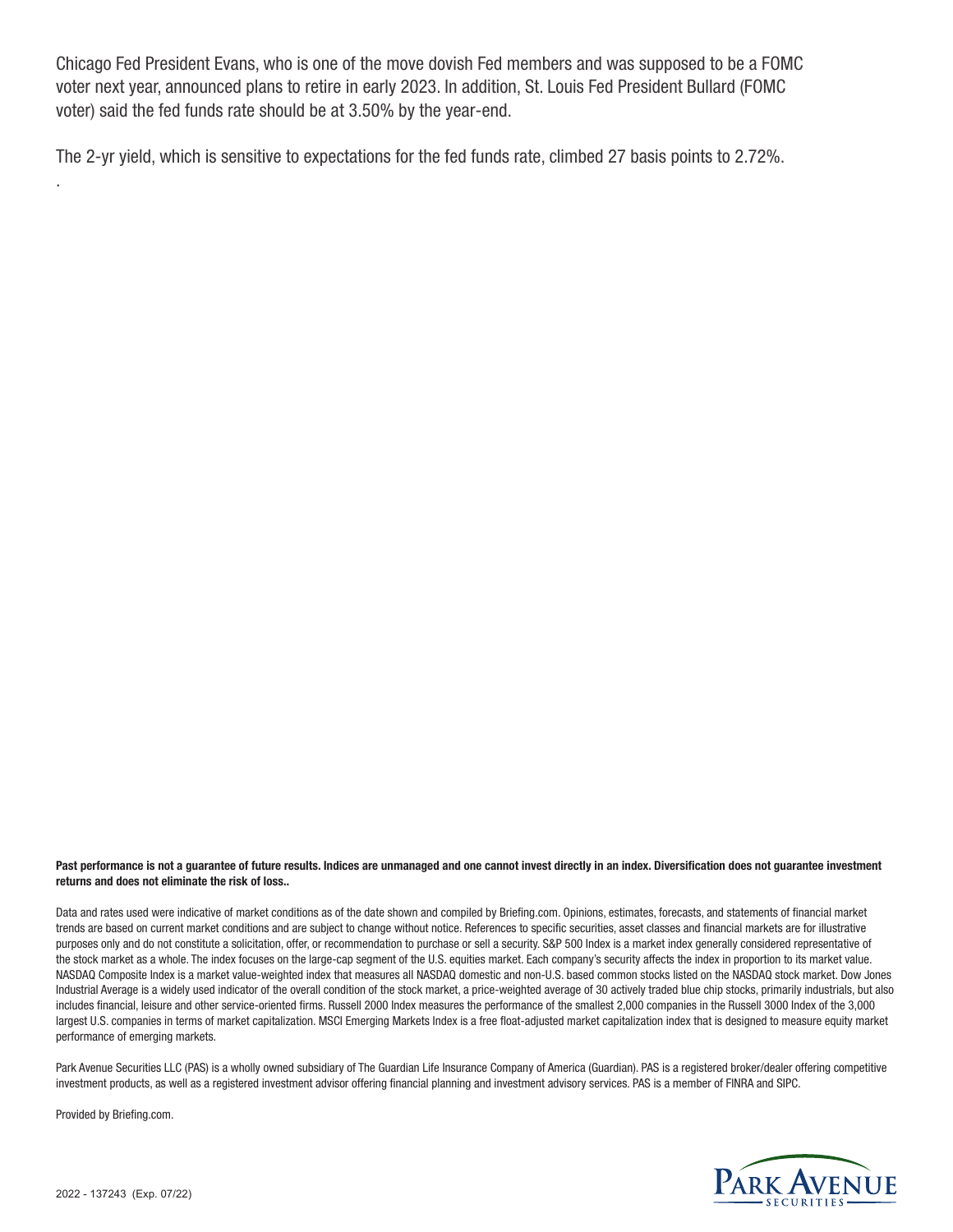Chicago Fed President Evans, who is one of the move dovish Fed members and was supposed to be a FOMC voter next year, announced plans to retire in early 2023. In addition, St. Louis Fed President Bullard (FOMC voter) said the fed funds rate should be at 3.50% by the year-end.

The 2-yr yield, which is sensitive to expectations for the fed funds rate, climbed 27 basis points to 2.72%.

.

**Past performance is not a guarantee of future results. Indices are unmanaged and one cannot invest directly in an index. Diversification does not guarantee investment returns and does not eliminate the risk of loss..**

Data and rates used were indicative of market conditions as of the date shown and compiled by Briefing.com. Opinions, estimates, forecasts, and statements of financial market trends are based on current market conditions and are subject to change without notice. References to specific securities, asset classes and financial markets are for illustrative purposes only and do not constitute a solicitation, offer, or recommendation to purchase or sell a security. S&P 500 Index is a market index generally considered representative of the stock market as a whole. The index focuses on the large-cap segment of the U.S. equities market. Each company's security affects the index in proportion to its market value. NASDAQ Composite Index is a market value-weighted index that measures all NASDAQ domestic and non-U.S. based common stocks listed on the NASDAQ stock market. Dow Jones Industrial Average is a widely used indicator of the overall condition of the stock market, a price-weighted average of 30 actively traded blue chip stocks, primarily industrials, but also includes financial, leisure and other service-oriented firms. Russell 2000 Index measures the performance of the smallest 2,000 companies in the Russell 3000 Index of the 3,000 largest U.S. companies in terms of market capitalization. MSCI Emerging Markets Index is a free float-adjusted market capitalization index that is designed to measure equity market performance of emerging markets.

Park Avenue Securities LLC (PAS) is a wholly owned subsidiary of The Guardian Life Insurance Company of America (Guardian). PAS is a registered broker/dealer offering competitive investment products, as well as a registered investment advisor offering financial planning and investment advisory services. PAS is a member of FINRA and SIPC.

Provided by Briefing.com.

2022 - 137243 (Exp. 07/22)

PARK AVENUE SECURITIES